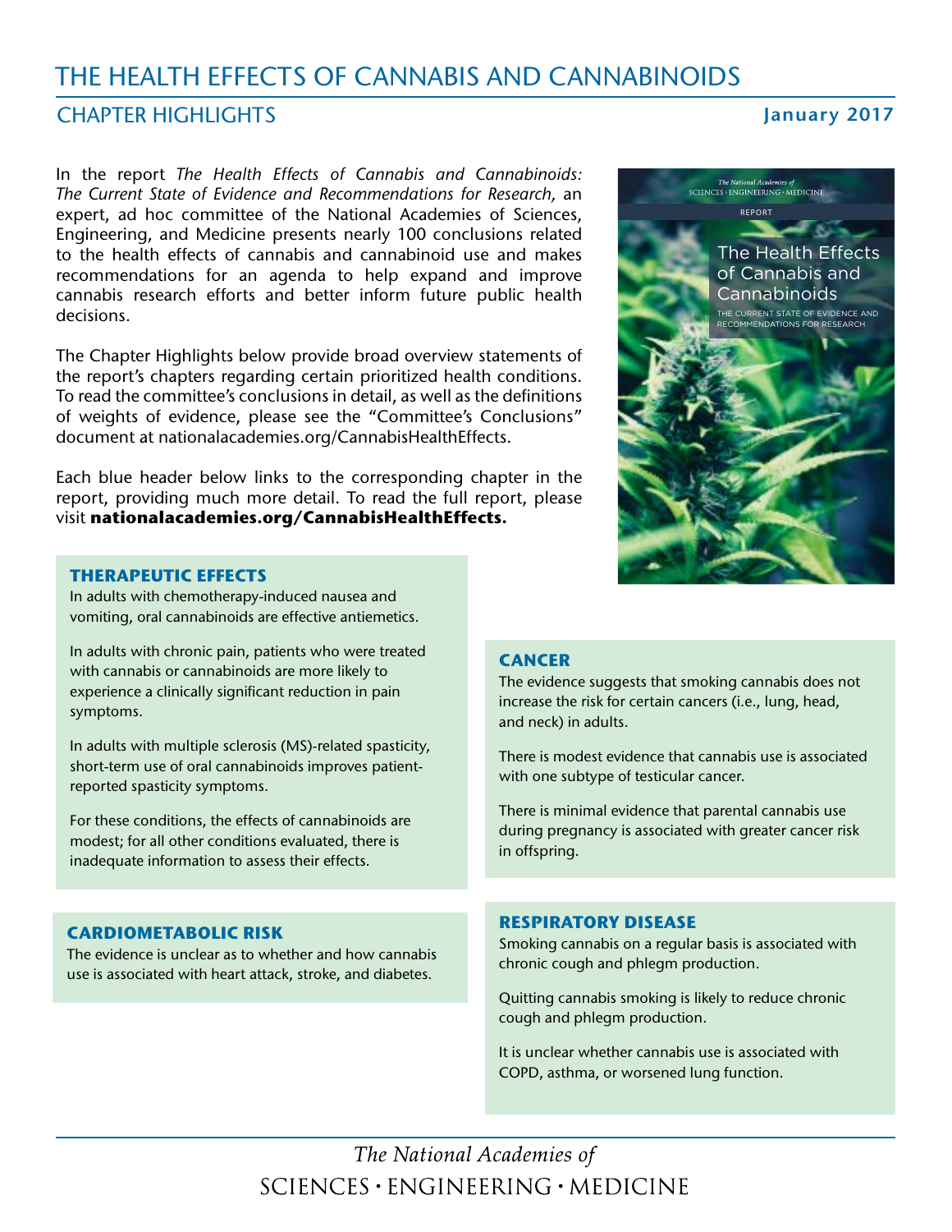# THE HEALTH EFFECTS OF CANNABIS AND CANNABINOIDS

## CHAPTER HIGHLIGHTS

**January 2017**

In the report *The Health Effects of Cannabis and Cannabinoids: The Current State of Evidence and Recommendations for Research,* an expert, ad hoc committee of the National Academies of Sciences, Engineering, and Medicine presents nearly 100 conclusions related to the health effects of cannabis and cannabinoid use and makes recommendations for an agenda to help expand and improve cannabis research efforts and better inform future public health decisions.

The Chapter Highlights below provide broad overview statements of the report's chapters regarding certain prioritized health conditions. To read the committee's conclusions in detail, as well as the definitions of weights of evidence, please see the "Committee's Conclusions" document at nationalacademies.org/CannabisHealthEffects.

Each blue header below links to the corresponding chapter in the report, providing much more detail. To read the full report, please visit **nationalacademies.org/CannabisHealthEffects.**

### THERAPEUTIC EFFECTS

In adults with chemotherapy-induced nausea and vomiting, oral cannabinoids are effective antiemetics.

In adults with chronic pain, patients who were treated with cannabis or cannabinoids are more likely to experience a clinically significant reduction in pain symptoms.

In adults with multiple sclerosis (MS)-related spasticity, short-term use of oral cannabinoids improves patient-reported spasticity symptoms.

For these conditions, the effects of cannabinoids are modest; for all other conditions evaluated, there is inadequate information to assess their effects.

### CARDIOMETABOLIC RISK

The evidence is unclear as to whether and how cannabis use is associated with heart attack, stroke, and diabetes.

### CANCER

The evidence suggests that smoking cannabis does not increase the risk for certain cancers (i.e., lung, head, and neck) in adults.

There is modest evidence that cannabis use is associated with one subtype of testicular cancer.

There is minimal evidence that parental cannabis use during pregnancy is associated with greater cancer risk in offspring.

### RESPIRATORY DISEASE

Smoking cannabis on a regular basis is associated with chronic cough and phlegm production.

Quitting cannabis smoking is likely to reduce chronic cough and phlegm production.

It is unclear whether cannabis use is associated with COPD, asthma, or worsened lung function.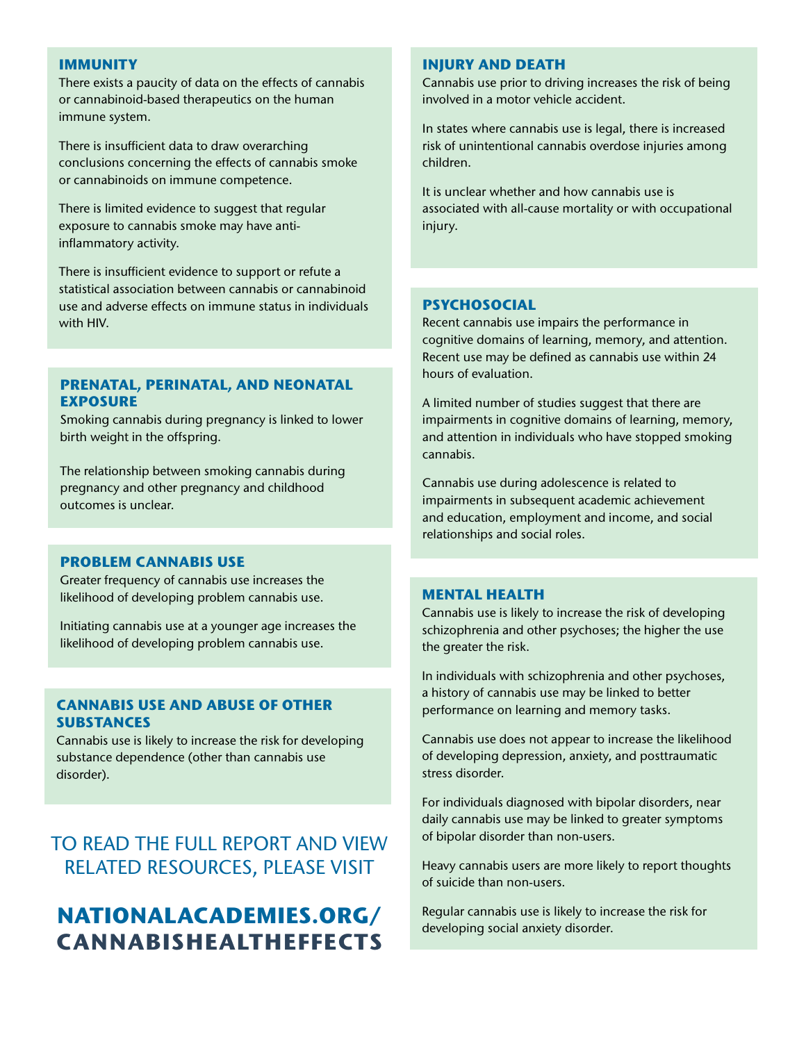## IMMUNITY

There exists a paucity of data on the effects of cannabis or cannabinoid-based therapeutics on the human immune system.

There is insufficient data to draw overarching conclusions concerning the effects of cannabis smoke or cannabinoids on immune competence.

There is limited evidence to suggest that regular exposure to cannabis smoke may have anti-inflammatory activity.

There is insufficient evidence to support or refute a statistical association between cannabis or cannabinoid use and adverse effects on immune status in individuals with HIV.

## PRENATAL, PERINATAL, AND NEONATAL EXPOSURE

Smoking cannabis during pregnancy is linked to lower birth weight in the offspring.

The relationship between smoking cannabis during pregnancy and other pregnancy and childhood outcomes is unclear.

## PROBLEM CANNABIS USE

Greater frequency of cannabis use increases the likelihood of developing problem cannabis use.

Initiating cannabis use at a younger age increases the likelihood of developing problem cannabis use.

## CANNABIS USE AND ABUSE OF OTHER SUBSTANCES

Cannabis use is likely to increase the risk for developing substance dependence (other than cannabis use disorder).

## INJURY AND DEATH

Cannabis use prior to driving increases the risk of being involved in a motor vehicle accident.

In states where cannabis use is legal, there is increased risk of unintentional cannabis overdose injuries among children.

It is unclear whether and how cannabis use is associated with all-cause mortality or with occupational injury.

## PSYCHOSOCIAL

Recent cannabis use impairs the performance in cognitive domains of learning, memory, and attention. Recent use may be defined as cannabis use within 24 hours of evaluation.

A limited number of studies suggest that there are impairments in cognitive domains of learning, memory, and attention in individuals who have stopped smoking cannabis.

Cannabis use during adolescence is related to impairments in subsequent academic achievement and education, employment and income, and social relationships and social roles.

## MENTAL HEALTH

Cannabis use is likely to increase the risk of developing schizophrenia and other psychoses; the higher the use the greater the risk.

In individuals with schizophrenia and other psychoses, a history of cannabis use may be linked to better performance on learning and memory tasks.

Cannabis use does not appear to increase the likelihood of developing depression, anxiety, and posttraumatic stress disorder.

For individuals diagnosed with bipolar disorders, near daily cannabis use may be linked to greater symptoms of bipolar disorder than non-users.

Heavy cannabis users are more likely to report thoughts of suicide than non-users.

Regular cannabis use is likely to increase the risk for developing social anxiety disorder.

TO READ THE FULL REPORT AND VIEW RELATED RESOURCES, PLEASE VISIT

**NATIONALACADEMIES.ORG/ CANNABISHEALTHEFFECTS**